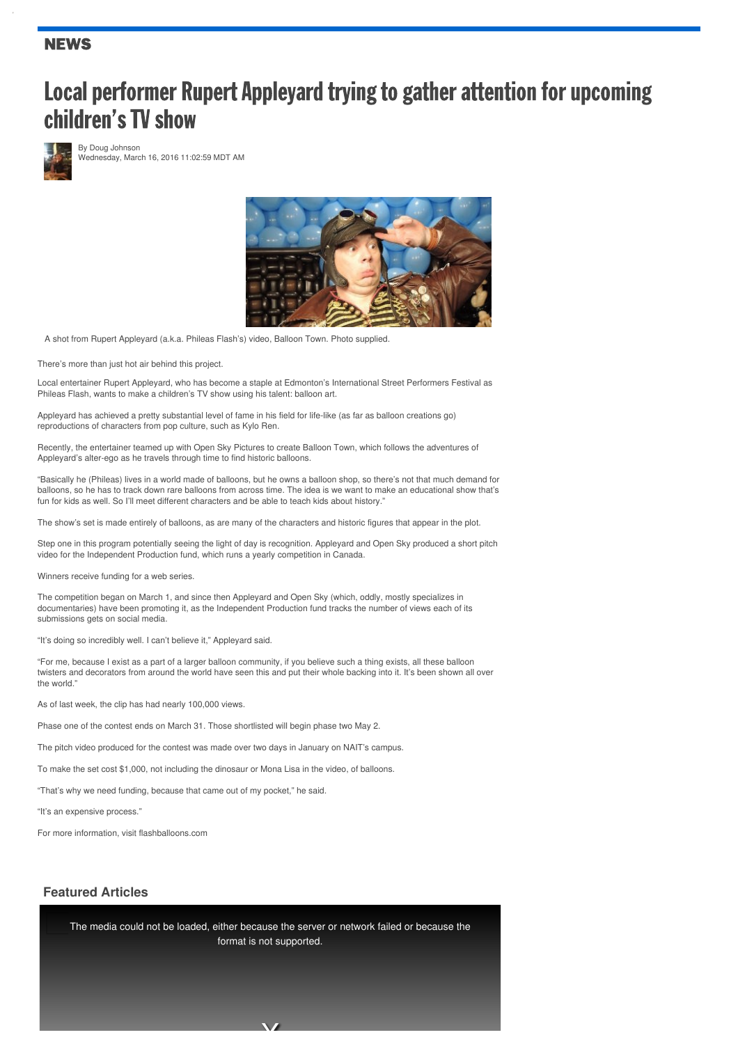NEWS

# Local performer Rupert Appleyard trying to gather attention for upcoming children's TV show

By Doug Johnson
Wednesday, March 16, 2016 11:02:59 MDT AM

A shot from Rupert Appleyard (a.k.a. Phileas Flash's) video, Balloon Town. Photo supplied.

There's more than just hot air behind this project.

Local entertainer Rupert Appleyard, who has become a staple at Edmonton's International Street Performers Festival as Phileas Flash, wants to make a children's TV show using his talent: balloon art.

Appleyard has achieved a pretty substantial level of fame in his field for life-like (as far as balloon creations go) reproductions of characters from pop culture, such as Kylo Ren.

Recently, the entertainer teamed up with Open Sky Pictures to create Balloon Town, which follows the adventures of Appleyard's alter-ego as he travels through time to find historic balloons.

"Basically he (Phileas) lives in a world made of balloons, but he owns a balloon shop, so there's not that much demand for balloons, so he has to track down rare balloons from across time. The idea is we want to make an educational show that's fun for kids as well. So I'll meet different characters and be able to teach kids about history."

The show's set is made entirely of balloons, as are many of the characters and historic figures that appear in the plot.

Step one in this program potentially seeing the light of day is recognition. Appleyard and Open Sky produced a short pitch video for the Independent Production fund, which runs a yearly competition in Canada.

Winners receive funding for a web series.

The competition began on March 1, and since then Appleyard and Open Sky (which, oddly, mostly specializes in documentaries) have been promoting it, as the Independent Production fund tracks the number of views each of its submissions gets on social media.

"It's doing so incredibly well. I can't believe it," Appleyard said.

"For me, because I exist as a part of a larger balloon community, if you believe such a thing exists, all these balloon twisters and decorators from around the world have seen this and put their whole backing into it. It's been shown all over the world."

As of last week, the clip has had nearly 100,000 views.

Phase one of the contest ends on March 31. Those shortlisted will begin phase two May 2.

The pitch video produced for the contest was made over two days in January on NAIT's campus.

To make the set cost $1,000, not including the dinosaur or Mona Lisa in the video, of balloons.

"That's why we need funding, because that came out of my pocket," he said.

"It's an expensive process."

For more information, visit flashballoons.com

## Featured Articles

The media could not be loaded, either because the server or network failed or because the format is not supported.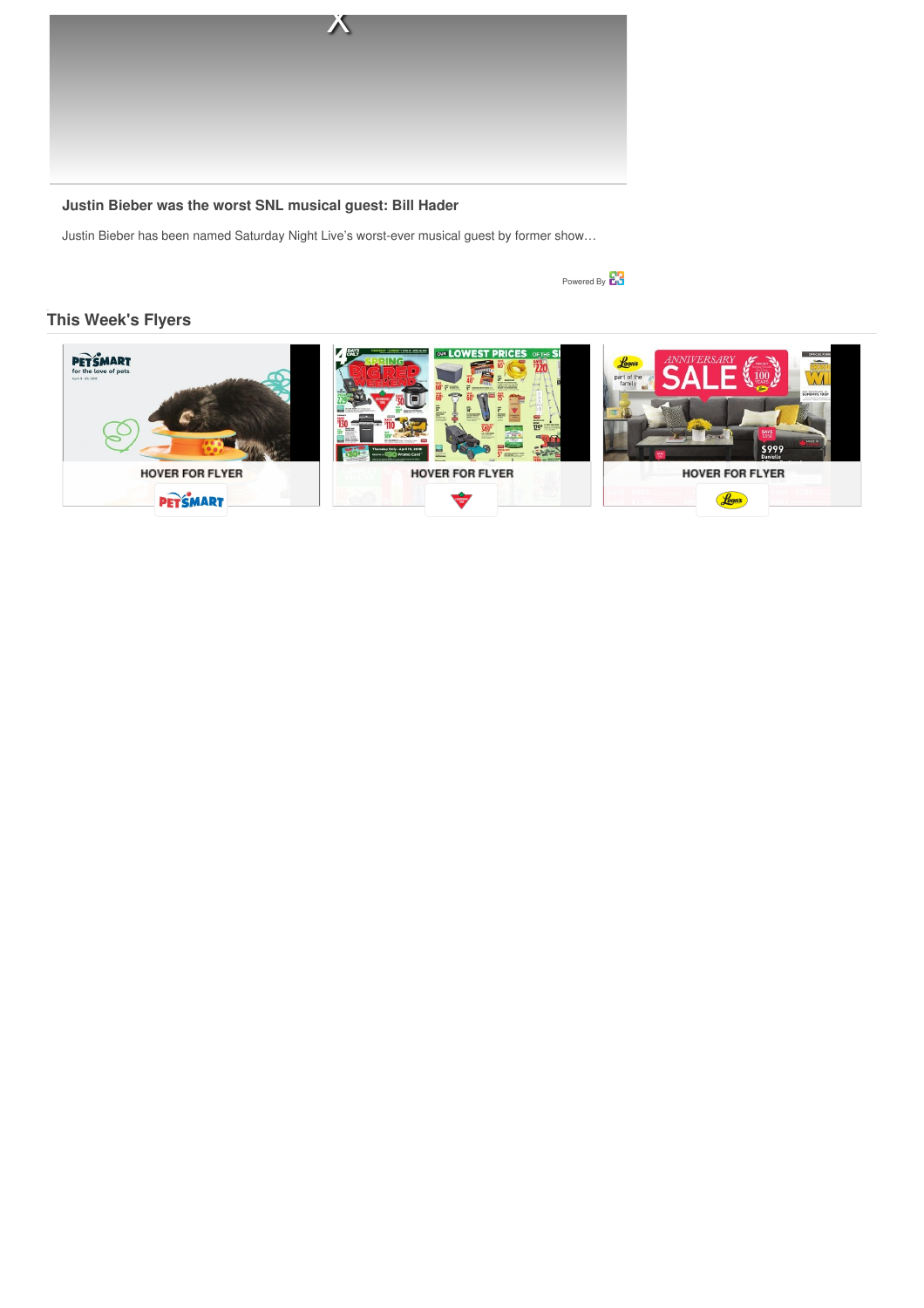X

### Justin Bieber was the worst SNL musical guest: Bill Hader

Justin Bieber has been named Saturday Night Live's worst-ever musical guest by former show…

Powered By

## This Week's Flyers

HOVER FOR FLYER

HOVER FOR FLYER

HOVER FOR FLYER